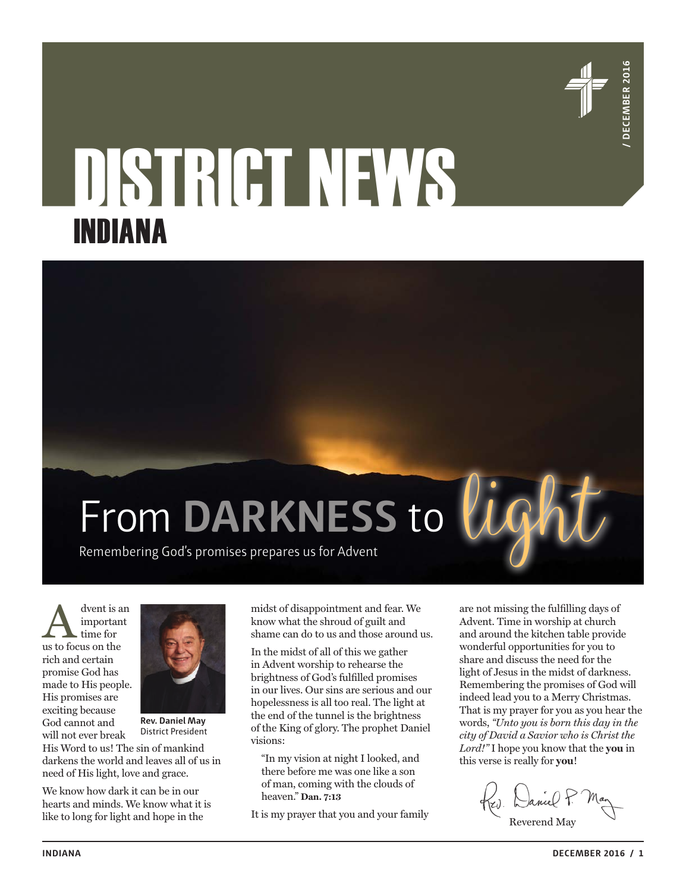# DISTRICT NEWS
## INDIANA

/ DECEMBER 2016

# From DARKNESS to light

Remembering God's promises prepares us for Advent

Advent is an important time for us to focus on the rich and certain promise God has made to His people. His promises are exciting because God cannot and will not ever break His Word to us! The sin of mankind darkens the world and leaves all of us in need of His light, love and grace.

**Rev. Daniel May**
District President

We know how dark it can be in our hearts and minds. We know what it is like to long for light and hope in the midst of disappointment and fear. We know what the shroud of guilt and shame can do to us and those around us.

In the midst of all of this we gather in Advent worship to rehearse the brightness of God's fulfilled promises in our lives. Our sins are serious and our hopelessness is all too real. The light at the end of the tunnel is the brightness of the King of glory. The prophet Daniel visions:

> "In my vision at night I looked, and there before me was one like a son of man, coming with the clouds of heaven." **Dan. 7:13**

It is my prayer that you and your family are not missing the fulfilling days of Advent. Time in worship at church and around the kitchen table provide wonderful opportunities for you to share and discuss the need for the light of Jesus in the midst of darkness. Remembering the promises of God will indeed lead you to a Merry Christmas. That is my prayer for you as you hear the words, *"Unto you is born this day in the city of David a Savior who is Christ the Lord!"* I hope you know that the **you** in this verse is really for **you**!

Rev. Daniel P. May

Reverend May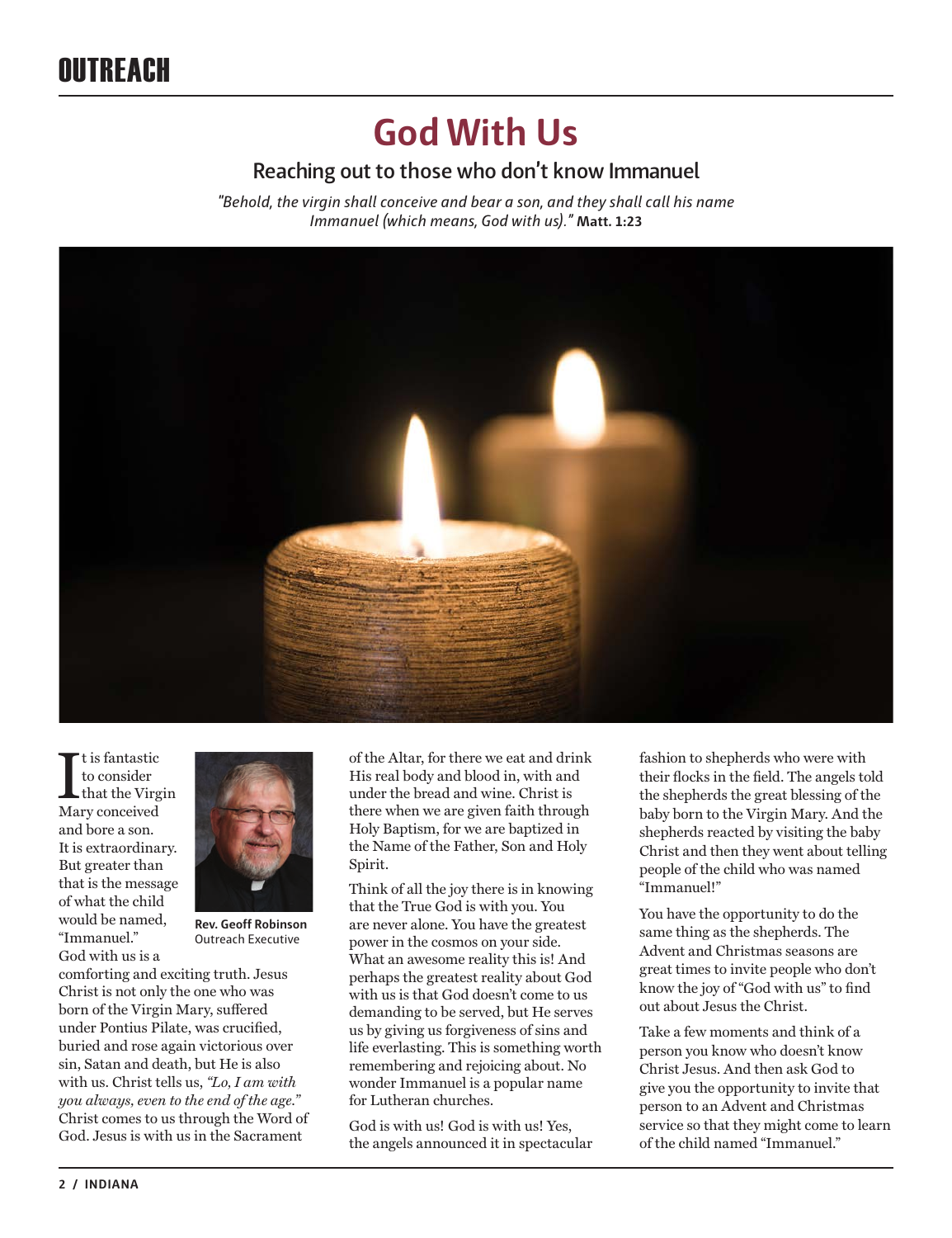# OUTREACH

## God With Us

### Reaching out to those who don't know Immanuel

*"Behold, the virgin shall conceive and bear a son, and they shall call his name Immanuel (which means, God with us)."* **Matt. 1:23**

**Rev. Geoff Robinson**
Outreach Executive

It is fantastic to consider that the Virgin Mary conceived and bore a son. It is extraordinary. But greater than that is the message of what the child would be named, "Immanuel." God with us is a comforting and exciting truth. Jesus Christ is not only the one who was born of the Virgin Mary, suffered under Pontius Pilate, was crucified, buried and rose again victorious over sin, Satan and death, but He is also with us. Christ tells us, *"Lo, I am with you always, even to the end of the age."* Christ comes to us through the Word of God. Jesus is with us in the Sacrament of the Altar, for there we eat and drink His real body and blood in, with and under the bread and wine. Christ is there when we are given faith through Holy Baptism, for we are baptized in the Name of the Father, Son and Holy Spirit.

Think of all the joy there is in knowing that the True God is with you. You are never alone. You have the greatest power in the cosmos on your side. What an awesome reality this is! And perhaps the greatest reality about God with us is that God doesn't come to us demanding to be served, but He serves us by giving us forgiveness of sins and life everlasting. This is something worth remembering and rejoicing about. No wonder Immanuel is a popular name for Lutheran churches.

God is with us! God is with us! Yes, the angels announced it in spectacular fashion to shepherds who were with their flocks in the field. The angels told the shepherds the great blessing of the baby born to the Virgin Mary. And the shepherds reacted by visiting the baby Christ and then they went about telling people of the child who was named "Immanuel!"

You have the opportunity to do the same thing as the shepherds. The Advent and Christmas seasons are great times to invite people who don't know the joy of "God with us" to find out about Jesus the Christ.

Take a few moments and think of a person you know who doesn't know Christ Jesus. And then ask God to give you the opportunity to invite that person to an Advent and Christmas service so that they might come to learn of the child named "Immanuel."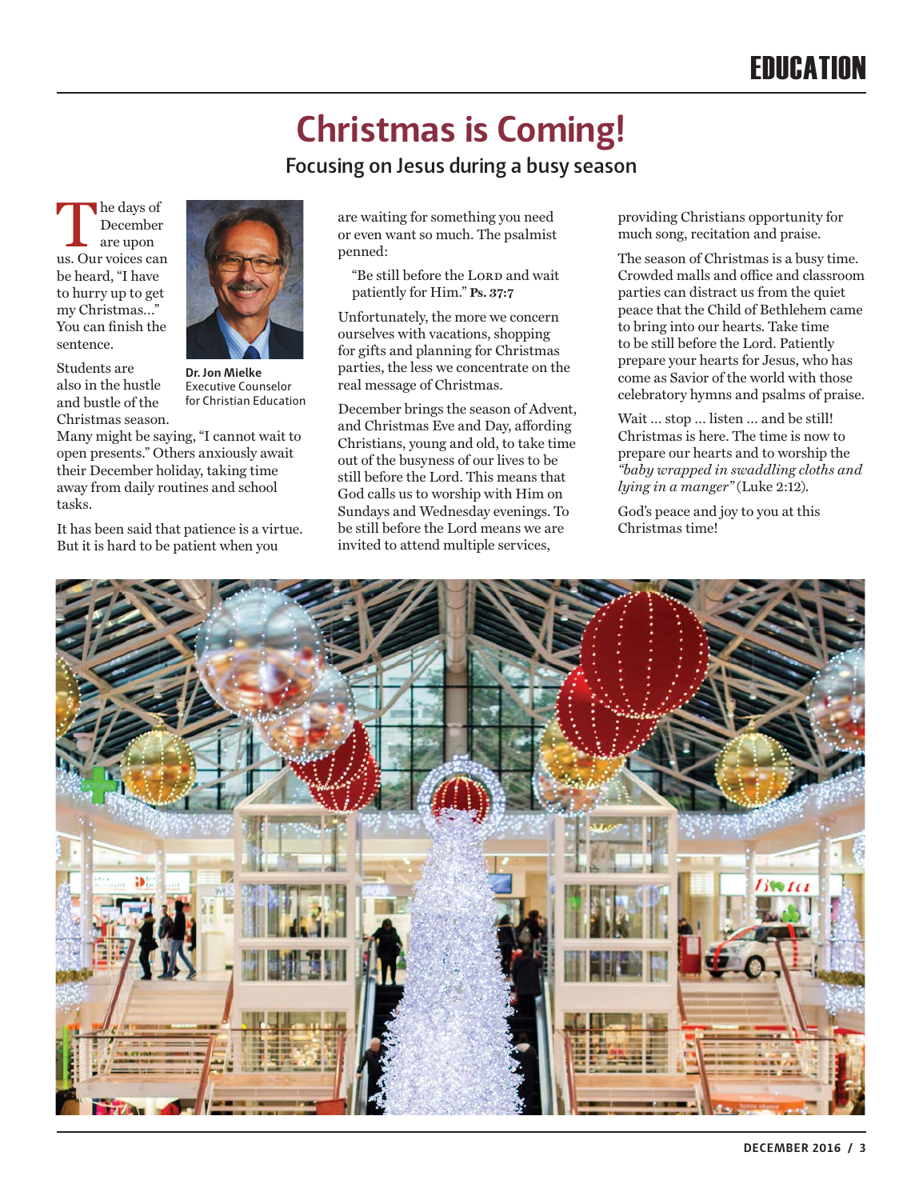# Christmas is Coming!

## Focusing on Jesus during a busy season

The days of December are upon us. Our voices can be heard, "I have to hurry up to get my Christmas…" You can finish the sentence.

**Dr. Jon Mielke**
Executive Counselor for Christian Education

Students are also in the hustle and bustle of the Christmas season. Many might be saying, "I cannot wait to open presents." Others anxiously await their December holiday, taking time away from daily routines and school tasks.

It has been said that patience is a virtue. But it is hard to be patient when you are waiting for something you need or even want so much. The psalmist penned:

> "Be still before the LORD and wait patiently for Him." **Ps. 37:7**

Unfortunately, the more we concern ourselves with vacations, shopping for gifts and planning for Christmas parties, the less we concentrate on the real message of Christmas.

December brings the season of Advent, and Christmas Eve and Day, affording Christians, young and old, to take time out of the busyness of our lives to be still before the Lord. This means that God calls us to worship with Him on Sundays and Wednesday evenings. To be still before the Lord means we are invited to attend multiple services, providing Christians opportunity for much song, recitation and praise.

The season of Christmas is a busy time. Crowded malls and office and classroom parties can distract us from the quiet peace that the Child of Bethlehem came to bring into our hearts. Take time to be still before the Lord. Patiently prepare your hearts for Jesus, who has come as Savior of the world with those celebratory hymns and psalms of praise.

Wait … stop … listen … and be still! Christmas is here. The time is now to prepare our hearts and to worship the *"baby wrapped in swaddling cloths and lying in a manger"* (Luke 2:12).

God's peace and joy to you at this Christmas time!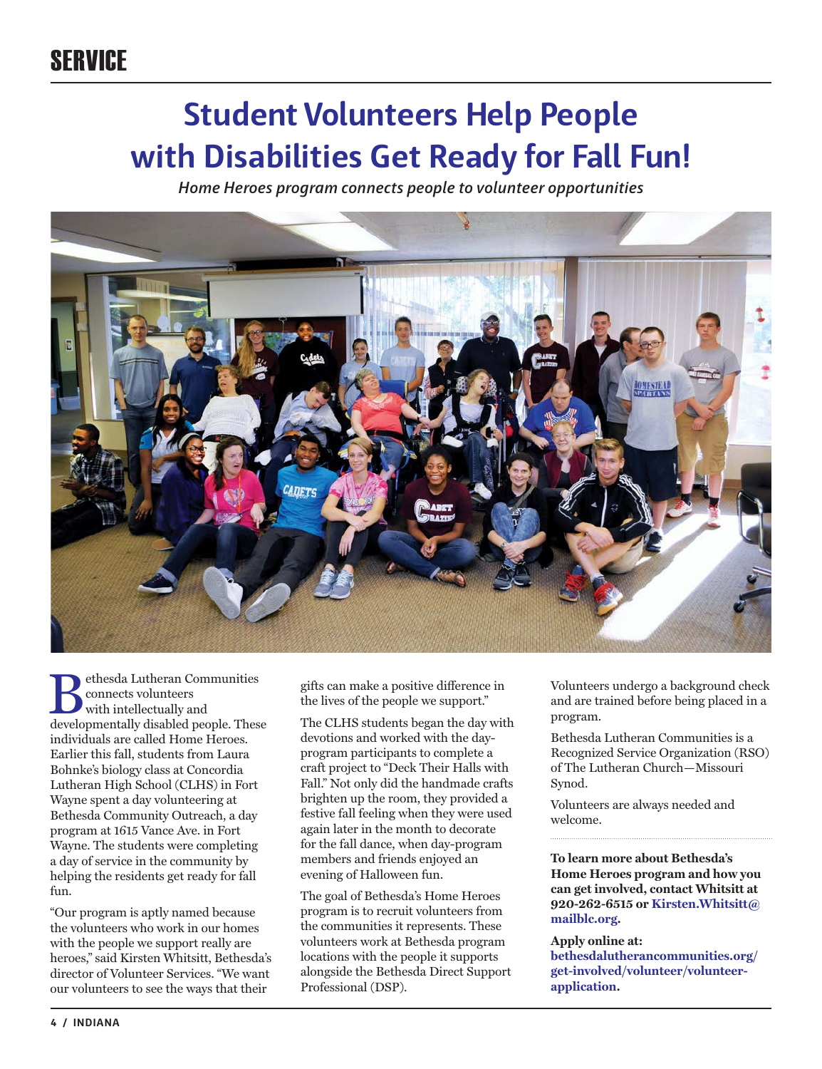# SERVICE

## Student Volunteers Help People with Disabilities Get Ready for Fall Fun!

*Home Heroes program connects people to volunteer opportunities*

Bethesda Lutheran Communities connects volunteers with intellectually and developmentally disabled people. These individuals are called Home Heroes. Earlier this fall, students from Laura Bohnke's biology class at Concordia Lutheran High School (CLHS) in Fort Wayne spent a day volunteering at Bethesda Community Outreach, a day program at 1615 Vance Ave. in Fort Wayne. The students were completing a day of service in the community by helping the residents get ready for fall fun.

"Our program is aptly named because the volunteers who work in our homes with the people we support really are heroes," said Kirsten Whitsitt, Bethesda's director of Volunteer Services. "We want our volunteers to see the ways that their gifts can make a positive difference in the lives of the people we support."

The CLHS students began the day with devotions and worked with the day-program participants to complete a craft project to "Deck Their Halls with Fall." Not only did the handmade crafts brighten up the room, they provided a festive fall feeling when they were used again later in the month to decorate for the fall dance, when day-program members and friends enjoyed an evening of Halloween fun.

The goal of Bethesda's Home Heroes program is to recruit volunteers from the communities it represents. These volunteers work at Bethesda program locations with the people it supports alongside the Bethesda Direct Support Professional (DSP).

Volunteers undergo a background check and are trained before being placed in a program.

Bethesda Lutheran Communities is a Recognized Service Organization (RSO) of The Lutheran Church—Missouri Synod.

Volunteers are always needed and welcome.

**To learn more about Bethesda's Home Heroes program and how you can get involved, contact Whitsitt at 920-262-6515 or Kirsten.Whitsitt@mailblc.org.**

**Apply online at:**
**bethesdalutherancommunities.org/get-involved/volunteer/volunteer-application.**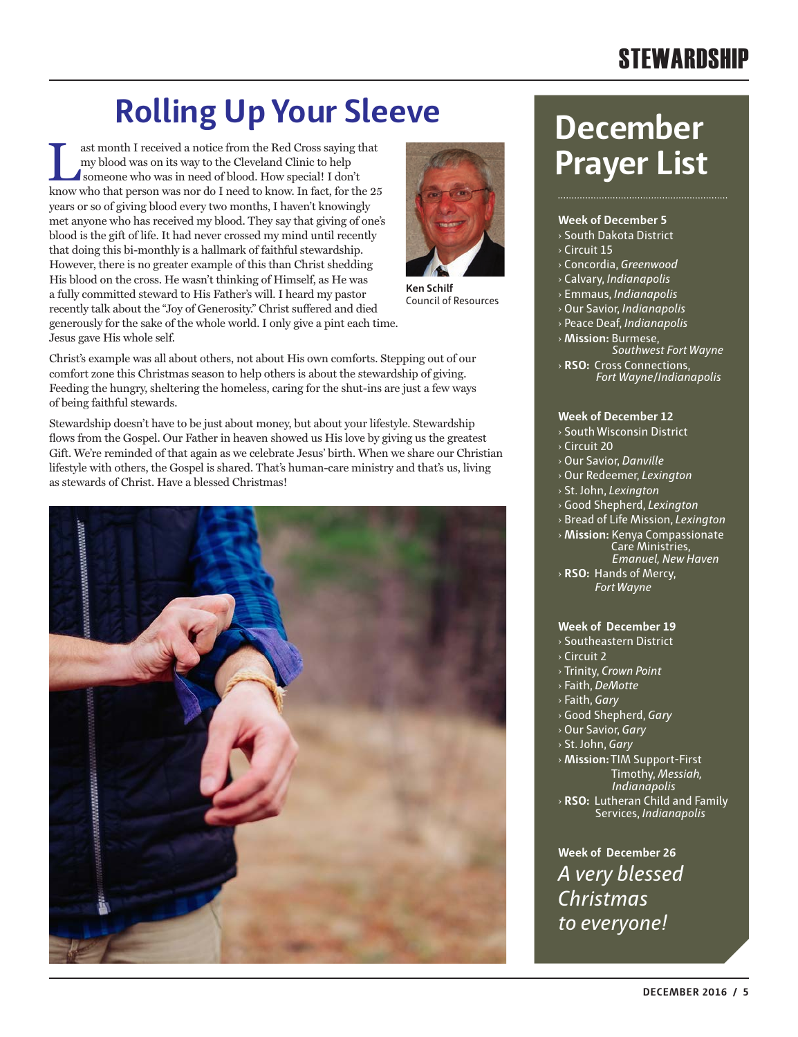# Rolling Up Your Sleeve

Last month I received a notice from the Red Cross saying that my blood was on its way to the Cleveland Clinic to help someone who was in need of blood. How special! I don't know who that person was nor do I need to know. In fact, for the 25 years or so of giving blood every two months, I haven't knowingly met anyone who has received my blood. They say that giving of one's blood is the gift of life. It had never crossed my mind until recently that doing this bi-monthly is a hallmark of faithful stewardship. However, there is no greater example of this than Christ shedding His blood on the cross. He wasn't thinking of Himself, as He was a fully committed steward to His Father's will. I heard my pastor recently talk about the "Joy of Generosity." Christ suffered and died generously for the sake of the whole world. I only give a pint each time. Jesus gave His whole self.

**Ken Schilf**
Council of Resources

Christ's example was all about others, not about His own comforts. Stepping out of our comfort zone this Christmas season to help others is about the stewardship of giving. Feeding the hungry, sheltering the homeless, caring for the shut-ins are just a few ways of being faithful stewards.

Stewardship doesn't have to be just about money, but about your lifestyle. Stewardship flows from the Gospel. Our Father in heaven showed us His love by giving us the greatest Gift. We're reminded of that again as we celebrate Jesus' birth. When we share our Christian lifestyle with others, the Gospel is shared. That's human-care ministry and that's us, living as stewards of Christ. Have a blessed Christmas!

## December Prayer List

**Week of December 5**
- South Dakota District
- Circuit 15
- Concordia, *Greenwood*
- Calvary, *Indianapolis*
- Emmaus, *Indianapolis*
- Our Savior, *Indianapolis*
- Peace Deaf, *Indianapolis*
- **Mission:** Burmese, *Southwest Fort Wayne*
- **RSO:** Cross Connections, *Fort Wayne/Indianapolis*

**Week of December 12**
- South Wisconsin District
- Circuit 20
- Our Savior, *Danville*
- Our Redeemer, *Lexington*
- St. John, *Lexington*
- Good Shepherd, *Lexington*
- Bread of Life Mission, *Lexington*
- **Mission:** Kenya Compassionate Care Ministries, *Emanuel, New Haven*
- **RSO:** Hands of Mercy, *Fort Wayne*

**Week of December 19**
- Southeastern District
- Circuit 2
- Trinity, *Crown Point*
- Faith, *DeMotte*
- Faith, *Gary*
- Good Shepherd, *Gary*
- Our Savior, *Gary*
- St. John, *Gary*
- **Mission:** TIM Support-First Timothy, *Messiah, Indianapolis*
- **RSO:** Lutheran Child and Family Services, *Indianapolis*

**Week of December 26**

*A very blessed Christmas to everyone!*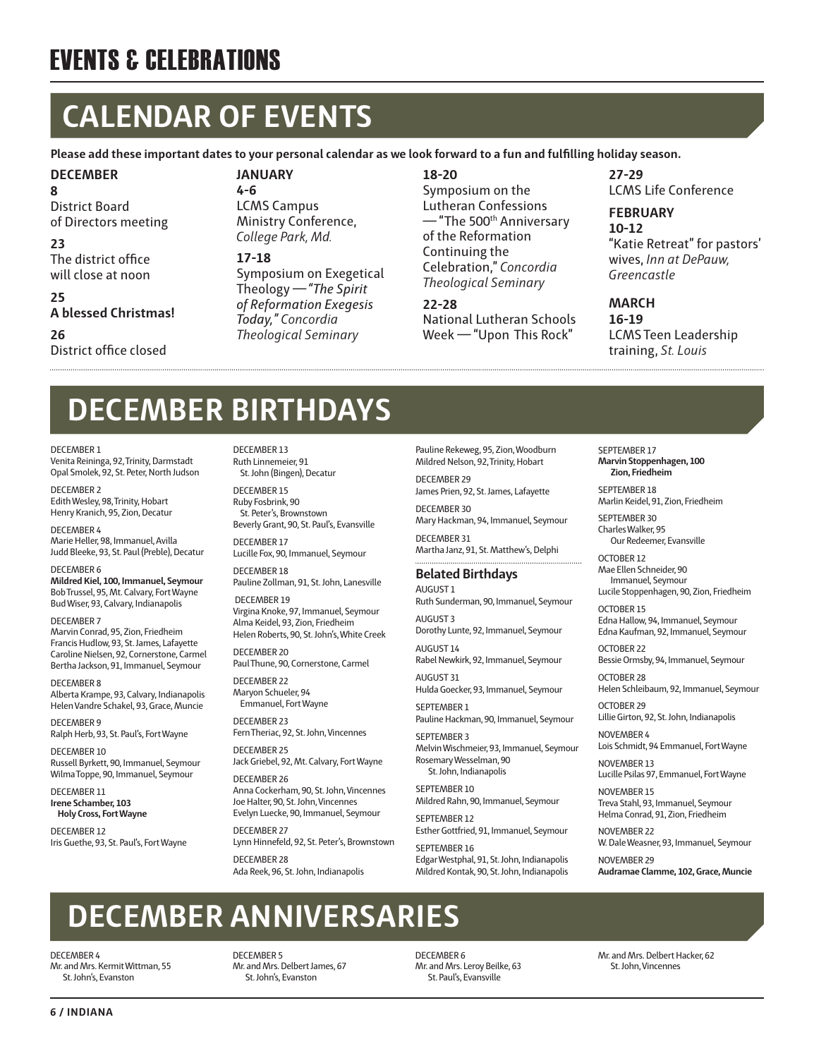# EVENTS & CELEBRATIONS

## CALENDAR OF EVENTS

**Please add these important dates to your personal calendar as we look forward to a fun and fulfilling holiday season.**

**DECEMBER**

**8**
District Board of Directors meeting

**23**
The district office will close at noon

**25**
**A blessed Christmas!**

**26**
District office closed

**JANUARY**

**4-6**
LCMS Campus Ministry Conference, *College Park, Md.*

**17-18**
Symposium on Exegetical Theology — *"The Spirit of Reformation Exegesis Today," Concordia Theological Seminary*

**18-20**
Symposium on the Lutheran Confessions — "The 500th Anniversary of the Reformation Continuing the Celebration," *Concordia Theological Seminary*

**22-28**
National Lutheran Schools Week — "Upon This Rock"

**27-29**
LCMS Life Conference

**FEBRUARY**

**10-12**
"Katie Retreat" for pastors' wives, *Inn at DePauw, Greencastle*

**MARCH**

**16-19**
LCMS Teen Leadership training, *St. Louis*

## DECEMBER BIRTHDAYS

DECEMBER 1
Venita Reininga, 92, Trinity, Darmstadt
Opal Smolek, 92, St. Peter, North Judson

DECEMBER 2
Edith Wesley, 98, Trinity, Hobart
Henry Kranich, 95, Zion, Decatur

DECEMBER 4
Marie Heller, 98, Immanuel, Avilla
Judd Bleeke, 93, St. Paul (Preble), Decatur

DECEMBER 6
**Mildred Kiel, 100, Immanuel, Seymour**
Bob Trussel, 95, Mt. Calvary, Fort Wayne
Bud Wiser, 93, Calvary, Indianapolis

DECEMBER 7
Marvin Conrad, 95, Zion, Friedheim
Francis Hudlow, 93, St. James, Lafayette
Caroline Nielsen, 92, Cornerstone, Carmel
Bertha Jackson, 91, Immanuel, Seymour

DECEMBER 8
Alberta Krampe, 93, Calvary, Indianapolis
Helen Vandre Schakel, 93, Grace, Muncie

DECEMBER 9
Ralph Herb, 93, St. Paul's, Fort Wayne

DECEMBER 10
Russell Byrkett, 90, Immanuel, Seymour
Wilma Toppe, 90, Immanuel, Seymour

DECEMBER 11
**Irene Schamber, 103**
**Holy Cross, Fort Wayne**

DECEMBER 12
Iris Guethe, 93, St. Paul's, Fort Wayne

DECEMBER 13
Ruth Linnemeier, 91
St. John (Bingen), Decatur

DECEMBER 15
Ruby Fosbrink, 90
St. Peter's, Brownstown
Beverly Grant, 90, St. Paul's, Evansville

DECEMBER 17
Lucille Fox, 90, Immanuel, Seymour

DECEMBER 18
Pauline Zollman, 91, St. John, Lanesville

DECEMBER 19
Virgina Knoke, 97, Immanuel, Seymour
Alma Keidel, 93, Zion, Friedheim
Helen Roberts, 90, St. John's, White Creek

DECEMBER 20
Paul Thune, 90, Cornerstone, Carmel

DECEMBER 22
Maryon Schueler, 94
Emmanuel, Fort Wayne

DECEMBER 23
Fern Theriac, 92, St. John, Vincennes

DECEMBER 25
Jack Griebel, 92, Mt. Calvary, Fort Wayne

DECEMBER 26
Anna Cockerham, 90, St. John, Vincennes
Joe Halter, 90, St. John, Vincennes
Evelyn Luecke, 90, Immanuel, Seymour

DECEMBER 27
Lynn Hinnefeld, 92, St. Peter's, Brownstown

DECEMBER 28
Ada Reek, 96, St. John, Indianapolis
Pauline Rekeweg, 95, Zion, Woodburn
Mildred Nelson, 92, Trinity, Hobart

DECEMBER 29
James Prien, 92, St. James, Lafayette

DECEMBER 30
Mary Hackman, 94, Immanuel, Seymour

DECEMBER 31
Martha Janz, 91, St. Matthew's, Delphi

### Belated Birthdays

AUGUST 1
Ruth Sunderman, 90, Immanuel, Seymour

AUGUST 3
Dorothy Lunte, 92, Immanuel, Seymour

AUGUST 14
Rabel Newkirk, 92, Immanuel, Seymour

AUGUST 31
Hulda Goecker, 93, Immanuel, Seymour

SEPTEMBER 1
Pauline Hackman, 90, Immanuel, Seymour

SEPTEMBER 3
Melvin Wischmeier, 93, Immanuel, Seymour
Rosemary Wesselman, 90
St. John, Indianapolis

SEPTEMBER 10
Mildred Rahn, 90, Immanuel, Seymour

SEPTEMBER 12
Esther Gottfried, 91, Immanuel, Seymour

SEPTEMBER 16
Edgar Westphal, 91, St. John, Indianapolis
Mildred Kontak, 90, St. John, Indianapolis

SEPTEMBER 17
**Marvin Stoppenhagen, 100**
**Zion, Friedheim**

SEPTEMBER 18
Marlin Keidel, 91, Zion, Friedheim

SEPTEMBER 30
Charles Walker, 95
Our Redeemer, Evansville

OCTOBER 12
Mae Ellen Schneider, 90
Immanuel, Seymour
Lucile Stoppenhagen, 90, Zion, Friedheim

OCTOBER 15
Edna Hallow, 94, Immanuel, Seymour
Edna Kaufman, 92, Immanuel, Seymour

OCTOBER 22
Bessie Ormsby, 94, Immanuel, Seymour

OCTOBER 28
Helen Schleibaum, 92, Immanuel, Seymour

OCTOBER 29
Lillie Girton, 92, St. John, Indianapolis

NOVEMBER 4
Lois Schmidt, 94 Emmanuel, Fort Wayne

NOVEMBER 13
Lucille Psilas 97, Emmanuel, Fort Wayne

NOVEMBER 15
Treva Stahl, 93, Immanuel, Seymour
Helma Conrad, 91, Zion, Friedheim

NOVEMBER 22
W. Dale Weasner, 93, Immanuel, Seymour

NOVEMBER 29
**Audramae Clamme, 102, Grace, Muncie**

## DECEMBER ANNIVERSARIES

DECEMBER 4
Mr. and Mrs. Kermit Wittman, 55
St. John's, Evanston

DECEMBER 5
Mr. and Mrs. Delbert James, 67
St. John's, Evanston

DECEMBER 6
Mr. and Mrs. Leroy Beilke, 63
St. Paul's, Evansville

Mr. and Mrs. Delbert Hacker, 62
St. John, Vincennes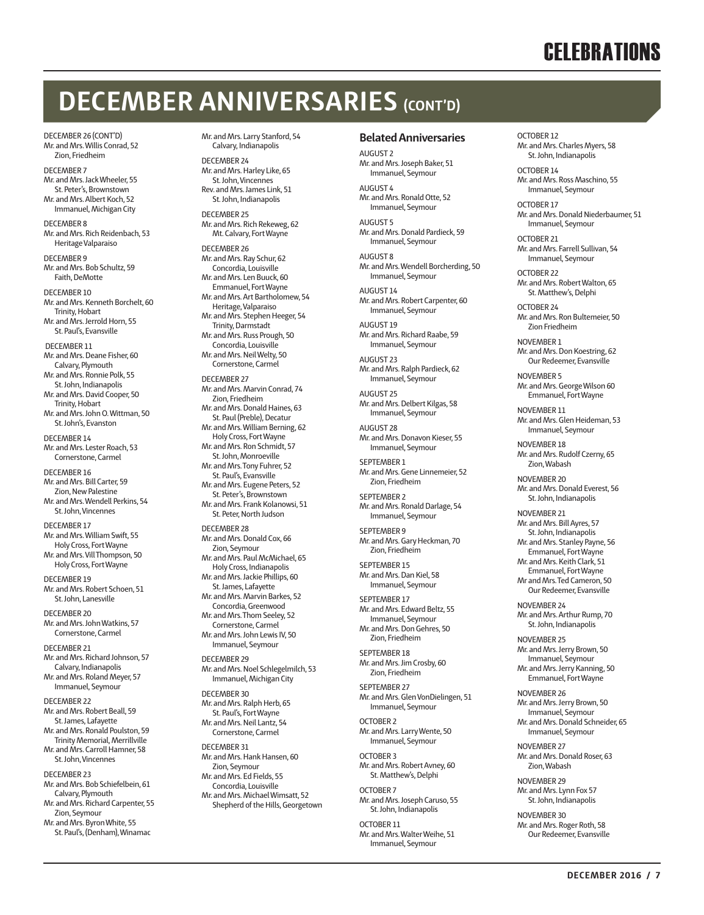# DECEMBER ANNIVERSARIES (CONT'D)

DECEMBER 26 (CONT'D)
Mr. and Mrs. Willis Conrad, 52
Zion, Friedheim

DECEMBER 7
Mr. and Mrs. Jack Wheeler, 55
St. Peter's, Brownstown
Mr. and Mrs. Albert Koch, 52
Immanuel, Michigan City

DECEMBER 8
Mr. and Mrs. Rich Reidenbach, 53
Heritage Valparaiso

DECEMBER 9
Mr. and Mrs. Bob Schultz, 59
Faith, DeMotte

DECEMBER 10
Mr. and Mrs. Kenneth Borchelt, 60
Trinity, Hobart
Mr. and Mrs. Jerrold Horn, 55
St. Paul's, Evansville

DECEMBER 11
Mr. and Mrs. Deane Fisher, 60
Calvary, Plymouth
Mr. and Mrs. Ronnie Polk, 55
St. John, Indianapolis
Mr. and Mrs. David Cooper, 50
Trinity, Hobart
Mr. and Mrs. John O. Wittman, 50
St. John's, Evanston

DECEMBER 14
Mr. and Mrs. Lester Roach, 53
Cornerstone, Carmel

DECEMBER 16
Mr. and Mrs. Bill Carter, 59
Zion, New Palestine
Mr. and Mrs. Wendell Perkins, 54
St. John, Vincennes

DECEMBER 17
Mr. and Mrs. William Swift, 55
Holy Cross, Fort Wayne
Mr. and Mrs. Vill Thompson, 50
Holy Cross, Fort Wayne

DECEMBER 19
Mr. and Mrs. Robert Schoen, 51
St. John, Lanesville

DECEMBER 20
Mr. and Mrs. John Watkins, 57
Cornerstone, Carmel

DECEMBER 21
Mr. and Mrs. Richard Johnson, 57
Calvary, Indianapolis
Mr. and Mrs. Roland Meyer, 57
Immanuel, Seymour

DECEMBER 22
Mr. and Mrs. Robert Beall, 59
St. James, Lafayette
Mr. and Mrs. Ronald Poulston, 59
Trinity Memorial, Merrillville
Mr. and Mrs. Carroll Hamner, 58
St. John, Vincennes

DECEMBER 23
Mr. and Mrs. Bob Schiefelbein, 61
Calvary, Plymouth
Mr. and Mrs. Richard Carpenter, 55
Zion, Seymour
Mr. and Mrs. Byron White, 55
St. Paul's, (Denham), Winamac
Mr. and Mrs. Larry Stanford, 54
Calvary, Indianapolis

DECEMBER 24
Mr. and Mrs. Harley Like, 65
St. John, Vincennes
Rev. and Mrs. James Link, 51
St. John, Indianapolis

DECEMBER 25
Mr. and Mrs. Rich Rekeweg, 62
Mt. Calvary, Fort Wayne

DECEMBER 26
Mr. and Mrs. Ray Schur, 62
Concordia, Louisville
Mr. and Mrs. Len Buuck, 60
Emmanuel, Fort Wayne
Mr. and Mrs. Art Bartholomew, 54
Heritage, Valparaiso
Mr. and Mrs. Stephen Heeger, 54
Trinity, Darmstadt
Mr. and Mrs. Russ Prough, 50
Concordia, Louisville
Mr. and Mrs. Neil Welty, 50
Cornerstone, Carmel

DECEMBER 27
Mr. and Mrs. Marvin Conrad, 74
Zion, Friedheim
Mr. and Mrs. Donald Haines, 63
St. Paul (Preble), Decatur
Mr. and Mrs. William Berning, 62
Holy Cross, Fort Wayne
Mr. and Mrs. Ron Schmidt, 57
St. John, Monroeville
Mr. and Mrs. Tony Fuhrer, 52
St. Paul's, Evansville
Mr. and Mrs. Eugene Peters, 52
St. Peter's, Brownstown
Mr. and Mrs. Frank Kolanowsi, 51
St. Peter, North Judson

DECEMBER 28
Mr. and Mrs. Donald Cox, 66
Zion, Seymour
Mr. and Mrs. Paul McMichael, 65
Holy Cross, Indianapolis
Mr. and Mrs. Jackie Phillips, 60
St. James, Lafayette
Mr. and Mrs. Marvin Barkes, 52
Concordia, Greenwood
Mr. and Mrs. Thom Seeley, 52
Cornerstone, Carmel
Mr. and Mrs. John Lewis IV, 50
Immanuel, Seymour

DECEMBER 29
Mr. and Mrs. Noel Schlegelmilch, 53
Immanuel, Michigan City

DECEMBER 30
Mr. and Mrs. Ralph Herb, 65
St. Paul's, Fort Wayne
Mr. and Mrs. Neil Lantz, 54
Cornerstone, Carmel

DECEMBER 31
Mr. and Mrs. Hank Hansen, 60
Zion, Seymour
Mr. and Mrs. Ed Fields, 55
Concordia, Louisville
Mr. and Mrs. Michael Wimsatt, 52
Shepherd of the Hills, Georgetown

## Belated Anniversaries

AUGUST 2
Mr. and Mrs. Joseph Baker, 51
Immanuel, Seymour

AUGUST 4
Mr. and Mrs. Ronald Otte, 52
Immanuel, Seymour

AUGUST 5
Mr. and Mrs. Donald Pardieck, 59
Immanuel, Seymour

AUGUST 8
Mr. and Mrs. Wendell Borcherding, 50
Immanuel, Seymour

AUGUST 14
Mr. and Mrs. Robert Carpenter, 60
Immanuel, Seymour

AUGUST 19
Mr. and Mrs. Richard Raabe, 59
Immanuel, Seymour

AUGUST 23
Mr. and Mrs. Ralph Pardieck, 62
Immanuel, Seymour

AUGUST 25
Mr. and Mrs. Delbert Kilgas, 58
Immanuel, Seymour

AUGUST 28
Mr. and Mrs. Donavon Kieser, 55
Immanuel, Seymour

SEPTEMBER 1
Mr. and Mrs. Gene Linnemeier, 52
Zion, Friedheim

SEPTEMBER 2
Mr. and Mrs. Ronald Darlage, 54
Immanuel, Seymour

SEPTEMBER 9
Mr. and Mrs. Gary Heckman, 70
Zion, Friedheim

SEPTEMBER 15
Mr. and Mrs. Dan Kiel, 58
Immanuel, Seymour

SEPTEMBER 17
Mr. and Mrs. Edward Beltz, 55
Immanuel, Seymour
Mr. and Mrs. Don Gehres, 50
Zion, Friedheim

SEPTEMBER 18
Mr. and Mrs. Jim Crosby, 60
Zion, Friedheim

SEPTEMBER 27
Mr. and Mrs. Glen VonDielingen, 51
Immanuel, Seymour

OCTOBER 2
Mr. and Mrs. Larry Wente, 50
Immanuel, Seymour

OCTOBER 3
Mr. and Mrs. Robert Avney, 60
St. Matthew's, Delphi

OCTOBER 7
Mr. and Mrs. Joseph Caruso, 55
St. John, Indianapolis

OCTOBER 11
Mr. and Mrs. Walter Weihe, 51
Immanuel, Seymour

OCTOBER 12
Mr. and Mrs. Charles Myers, 58
St. John, Indianapolis

OCTOBER 14
Mr. and Mrs. Ross Maschino, 55
Immanuel, Seymour

OCTOBER 17
Mr. and Mrs. Donald Niederbaumer, 51
Immanuel, Seymour

OCTOBER 21
Mr. and Mrs. Farrell Sullivan, 54
Immanuel, Seymour

OCTOBER 22
Mr. and Mrs. Robert Walton, 65
St. Matthew's, Delphi

OCTOBER 24
Mr. and Mrs. Ron Bultemeier, 50
Zion Friedheim

NOVEMBER 1
Mr. and Mrs. Don Koestring, 62
Our Redeemer, Evansville

NOVEMBER 5
Mr. and Mrs. George Wilson 60
Emmanuel, Fort Wayne

NOVEMBER 11
Mr. and Mrs. Glen Heideman, 53
Immanuel, Seymour

NOVEMBER 18
Mr. and Mrs. Rudolf Czerny, 65
Zion, Wabash

NOVEMBER 20
Mr. and Mrs. Donald Everest, 56
St. John, Indianapolis

NOVEMBER 21
Mr. and Mrs. Bill Ayres, 57
St. John, Indianapolis
Mr. and Mrs. Stanley Payne, 56
Emmanuel, Fort Wayne
Mr. and Mrs. Keith Clark, 51
Emmanuel, Fort Wayne
Mr and Mrs. Ted Cameron, 50
Our Redeemer, Evansville

NOVEMBER 24
Mr. and Mrs. Arthur Rump, 70
St. John, Indianapolis

NOVEMBER 25
Mr. and Mrs. Jerry Brown, 50
Immanuel, Seymour
Mr. and Mrs. Jerry Kanning, 50
Emmanuel, Fort Wayne

NOVEMBER 26
Mr. and Mrs. Jerry Brown, 50
Immanuel, Seymour
Mr. and Mrs. Donald Schneider, 65
Immanuel, Seymour

NOVEMBER 27
Mr. and Mrs. Donald Roser, 63
Zion, Wabash

NOVEMBER 29
Mr. and Mrs. Lynn Fox 57
St. John, Indianapolis

NOVEMBER 30
Mr. and Mrs. Roger Roth, 58
Our Redeemer, Evansville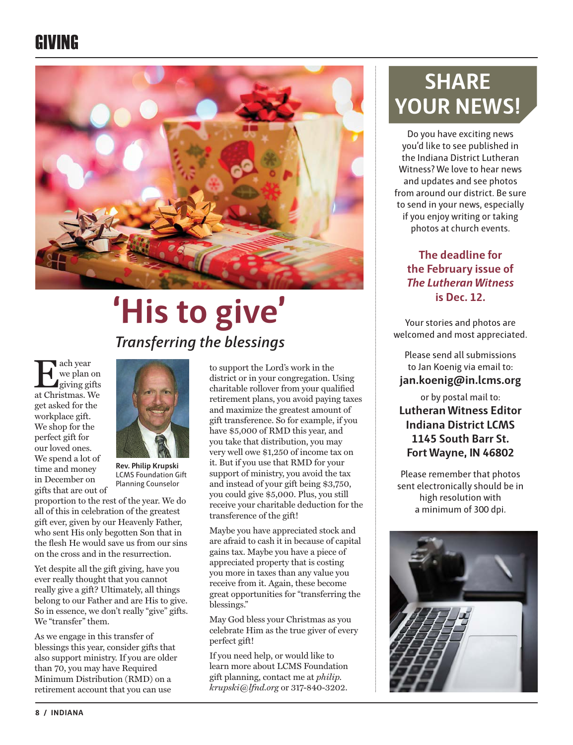# GIVING

# 'His to give'

## *Transferring the blessings*

Each year we plan on giving gifts at Christmas. We get asked for the workplace gift. We shop for the perfect gift for our loved ones. We spend a lot of time and money in December on gifts that are out of proportion to the rest of the year. We do all of this in celebration of the greatest gift ever, given by our Heavenly Father, who sent His only begotten Son that in the flesh He would save us from our sins on the cross and in the resurrection.

**Rev. Philip Krupski**
LCMS Foundation Gift Planning Counselor

Yet despite all the gift giving, have you ever really thought that you cannot really give a gift? Ultimately, all things belong to our Father and are His to give. So in essence, we don't really "give" gifts. We "transfer" them.

As we engage in this transfer of blessings this year, consider gifts that also support ministry. If you are older than 70, you may have Required Minimum Distribution (RMD) on a retirement account that you can use to support the Lord's work in the district or in your congregation. Using charitable rollover from your qualified retirement plans, you avoid paying taxes and maximize the greatest amount of gift transference. So for example, if you have $5,000 of RMD this year, and you take that distribution, you may very well owe $1,250 of income tax on it. But if you use that RMD for your support of ministry, you avoid the tax and instead of your gift being $3,750, you could give $5,000. Plus, you still receive your charitable deduction for the transference of the gift!

Maybe you have appreciated stock and are afraid to cash it in because of capital gains tax. Maybe you have a piece of appreciated property that is costing you more in taxes than any value you receive from it. Again, these become great opportunities for "transferring the blessings."

May God bless your Christmas as you celebrate Him as the true giver of every perfect gift!

If you need help, or would like to learn more about LCMS Foundation gift planning, contact me at *philip.krupski@lfnd.org* or 317-840-3202.

## SHARE YOUR NEWS!

Do you have exciting news you'd like to see published in the Indiana District Lutheran Witness? We love to hear news and updates and see photos from around our district. Be sure to send in your news, especially if you enjoy writing or taking photos at church events.

**The deadline for the February issue of *The Lutheran Witness* is Dec. 12.**

Your stories and photos are welcomed and most appreciated.

Please send all submissions to Jan Koenig via email to:
**jan.koenig@in.lcms.org**

or by postal mail to:
**Lutheran Witness Editor**
**Indiana District LCMS**
**1145 South Barr St.**
**Fort Wayne, IN 46802**

Please remember that photos sent electronically should be in high resolution with a minimum of 300 dpi.